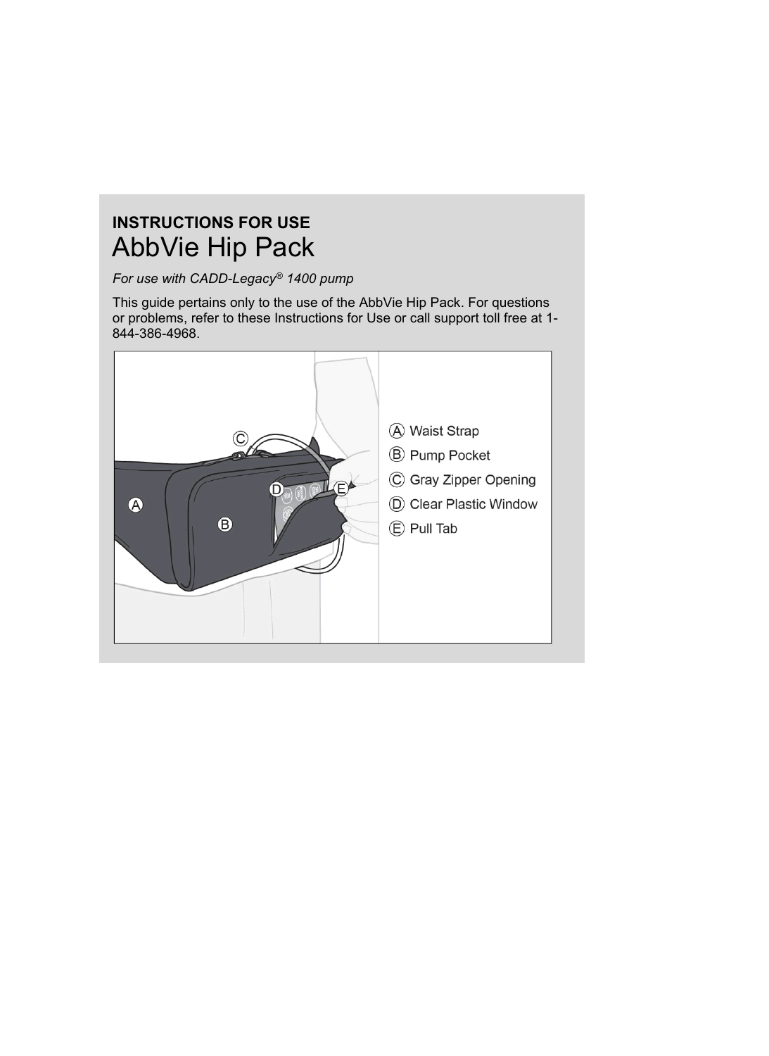**INSTRUCTIONS FOR USE**

# AbbVie Hip Pack

*For use with CADD-Legacy® 1400 pump*

This guide pertains only to the use of the AbbVie Hip Pack. For questions or problems, refer to these Instructions for Use or call support toll free at 1-844-386-4968.

- Ⓐ Waist Strap
- Ⓑ Pump Pocket
- Ⓒ Gray Zipper Opening
- Ⓓ Clear Plastic Window
- Ⓔ Pull Tab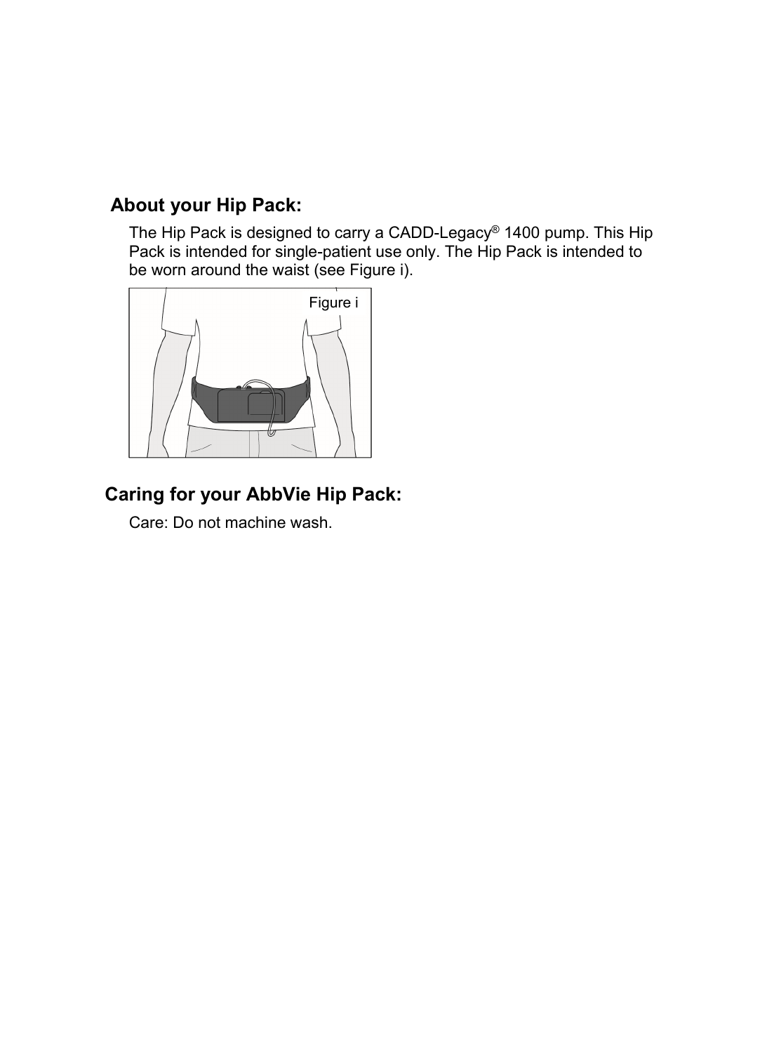## About your Hip Pack:

The Hip Pack is designed to carry a CADD-Legacy® 1400 pump. This Hip Pack is intended for single-patient use only. The Hip Pack is intended to be worn around the waist (see Figure i).

Figure i

## Caring for your AbbVie Hip Pack:

Care: Do not machine wash.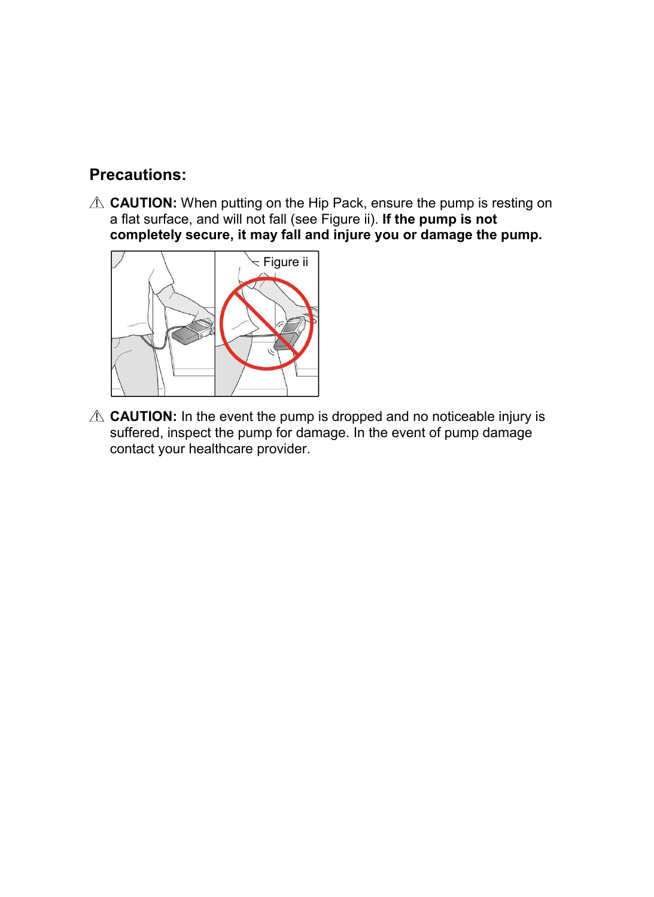## Precautions:

⚠ **CAUTION:** When putting on the Hip Pack, ensure the pump is resting on a flat surface, and will not fall (see Figure ii). **If the pump is not completely secure, it may fall and injure you or damage the pump.**

Figure ii

⚠ **CAUTION:** In the event the pump is dropped and no noticeable injury is suffered, inspect the pump for damage. In the event of pump damage contact your healthcare provider.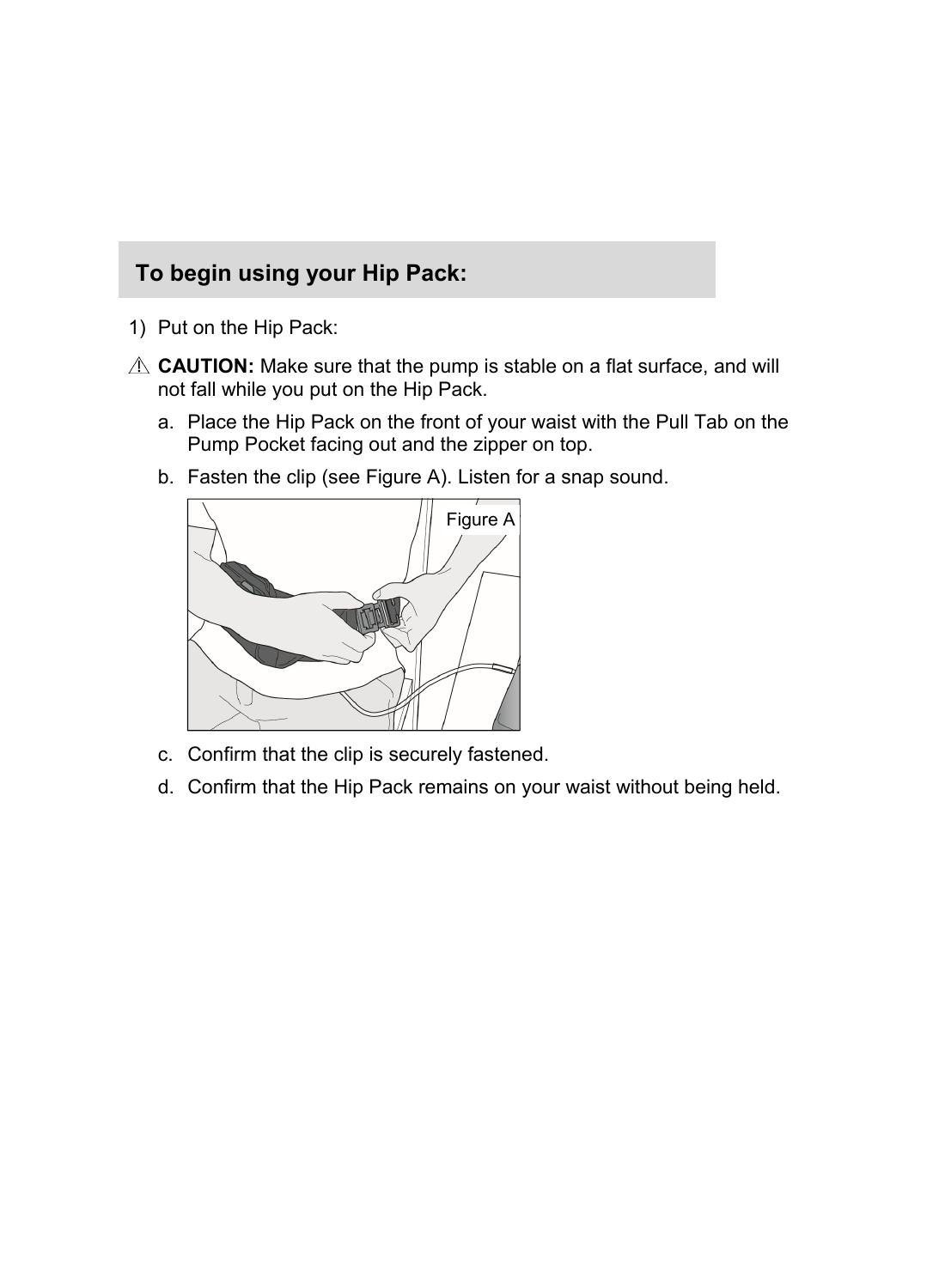## To begin using your Hip Pack:

1) Put on the Hip Pack:

⚠ **CAUTION:** Make sure that the pump is stable on a flat surface, and will not fall while you put on the Hip Pack.

   a. Place the Hip Pack on the front of your waist with the Pull Tab on the Pump Pocket facing out and the zipper on top.

   b. Fasten the clip (see Figure A). Listen for a snap sound.

   Figure A

   c. Confirm that the clip is securely fastened.

   d. Confirm that the Hip Pack remains on your waist without being held.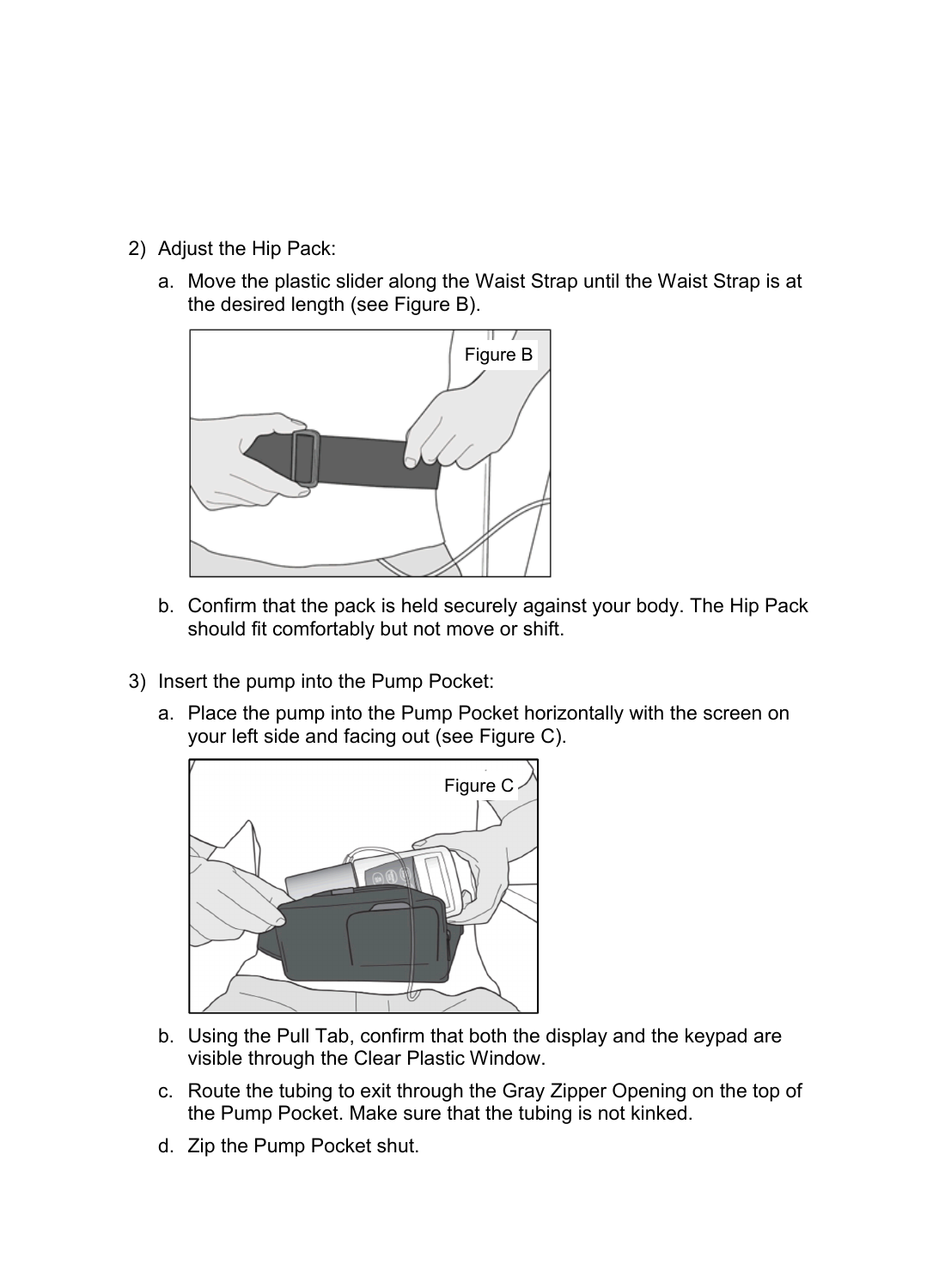2) Adjust the Hip Pack:

   a. Move the plastic slider along the Waist Strap until the Waist Strap is at the desired length (see Figure B).

   Figure B

   b. Confirm that the pack is held securely against your body. The Hip Pack should fit comfortably but not move or shift.

3) Insert the pump into the Pump Pocket:

   a. Place the pump into the Pump Pocket horizontally with the screen on your left side and facing out (see Figure C).

   Figure C

   b. Using the Pull Tab, confirm that both the display and the keypad are visible through the Clear Plastic Window.

   c. Route the tubing to exit through the Gray Zipper Opening on the top of the Pump Pocket. Make sure that the tubing is not kinked.

   d. Zip the Pump Pocket shut.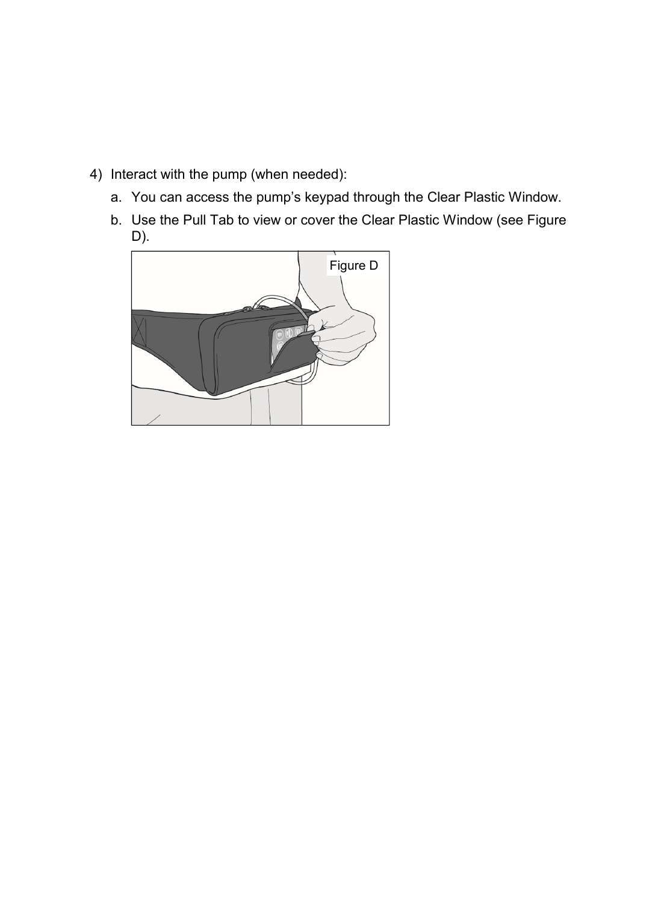4) Interact with the pump (when needed):

   a. You can access the pump's keypad through the Clear Plastic Window.

   b. Use the Pull Tab to view or cover the Clear Plastic Window (see Figure D).

Figure D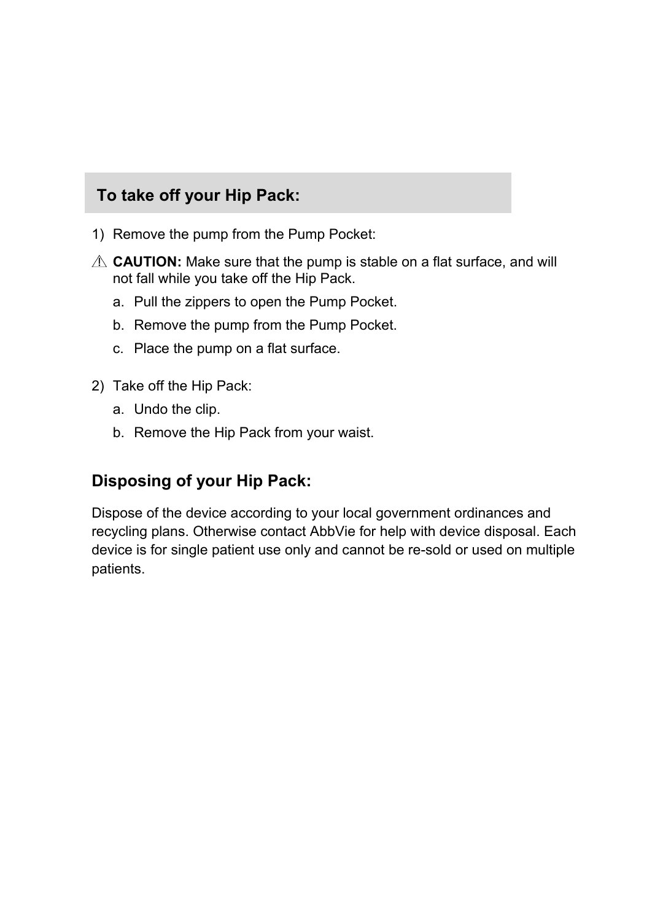## To take off your Hip Pack:

1) Remove the pump from the Pump Pocket:

⚠ **CAUTION:** Make sure that the pump is stable on a flat surface, and will not fall while you take off the Hip Pack.

   a. Pull the zippers to open the Pump Pocket.
   b. Remove the pump from the Pump Pocket.
   c. Place the pump on a flat surface.

2) Take off the Hip Pack:

   a. Undo the clip.
   b. Remove the Hip Pack from your waist.

### Disposing of your Hip Pack:

Dispose of the device according to your local government ordinances and recycling plans. Otherwise contact AbbVie for help with device disposal. Each device is for single patient use only and cannot be re-sold or used on multiple patients.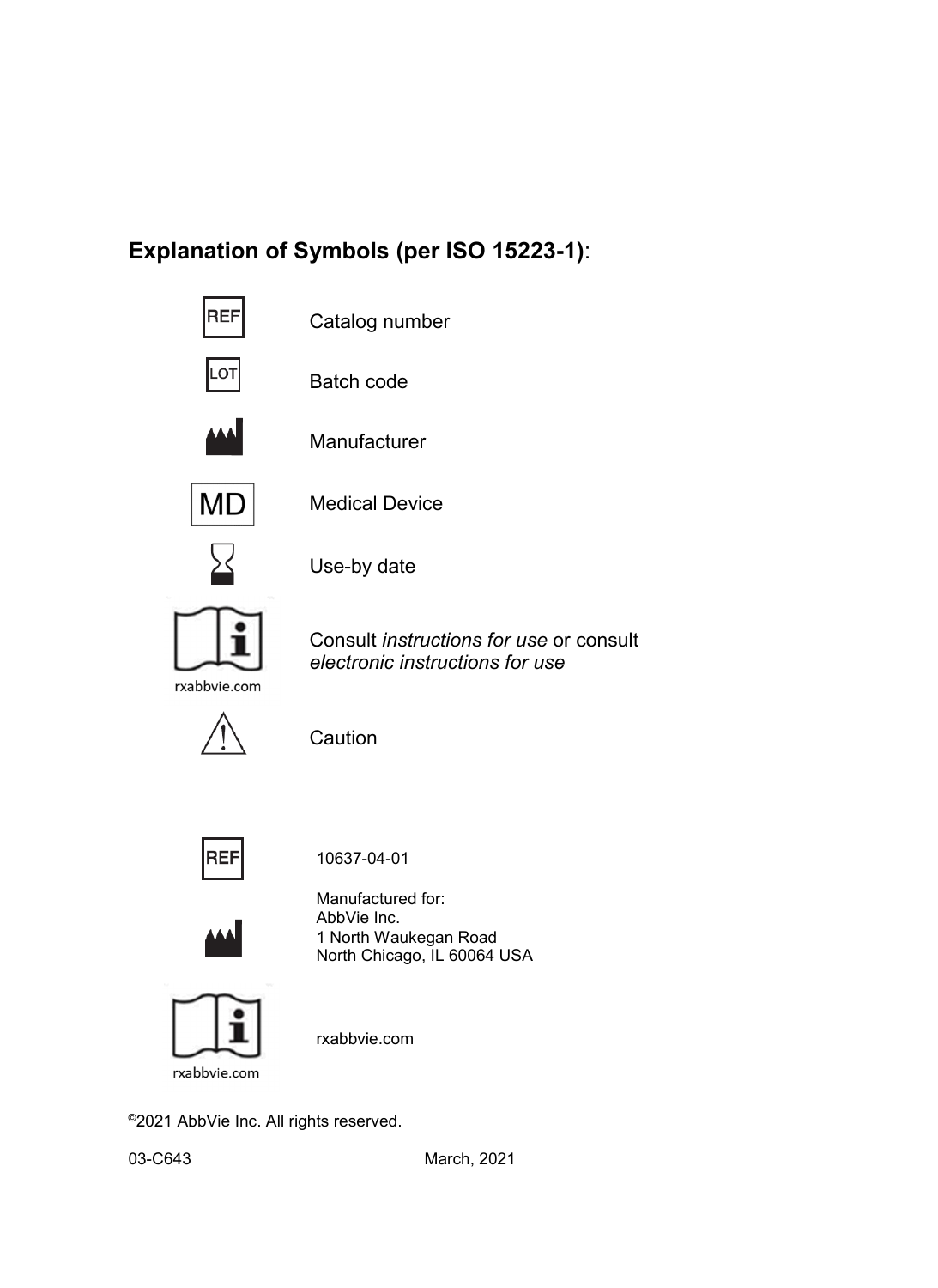**Explanation of Symbols (per ISO 15223-1)**:

| | |
|---|---|
| REF | Catalog number |
| LOT | Batch code |
| | Manufacturer |
| MD | Medical Device |
| | Use-by date |
| rxabbvie.com | Consult *instructions for use* or consult *electronic instructions for use* |
| | Caution |

REF 10637-04-01

Manufactured for:
AbbVie Inc.
1 North Waukegan Road
North Chicago, IL 60064 USA

rxabbvie.com

rxabbvie.com

©2021 AbbVie Inc. All rights reserved.

03-C643 March, 2021